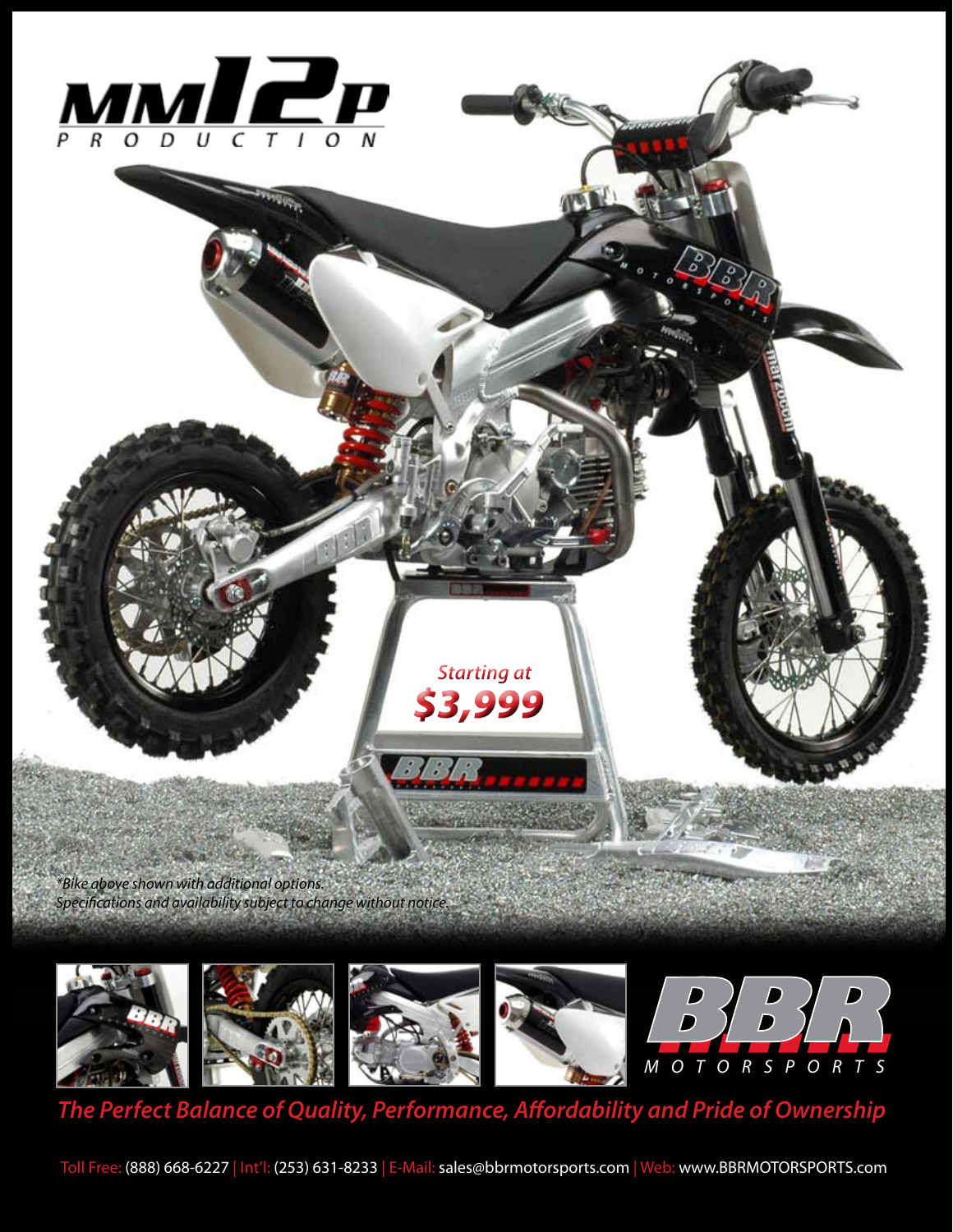# MM12P

PRODUCTION

*Starting at*

***$3,999***

*\*Bike above shown with additional options.*
*Specifications and availability subject to change without notice.*

BBR MOTORSPORTS

***The Perfect Balance of Quality, Performance, Affordability and Pride of Ownership***

Toll Free: (888) 668-6227 | Int'l: (253) 631-8233 | E-Mail: sales@bbrmotorsports.com | Web: www.BBRMOTORSPORTS.com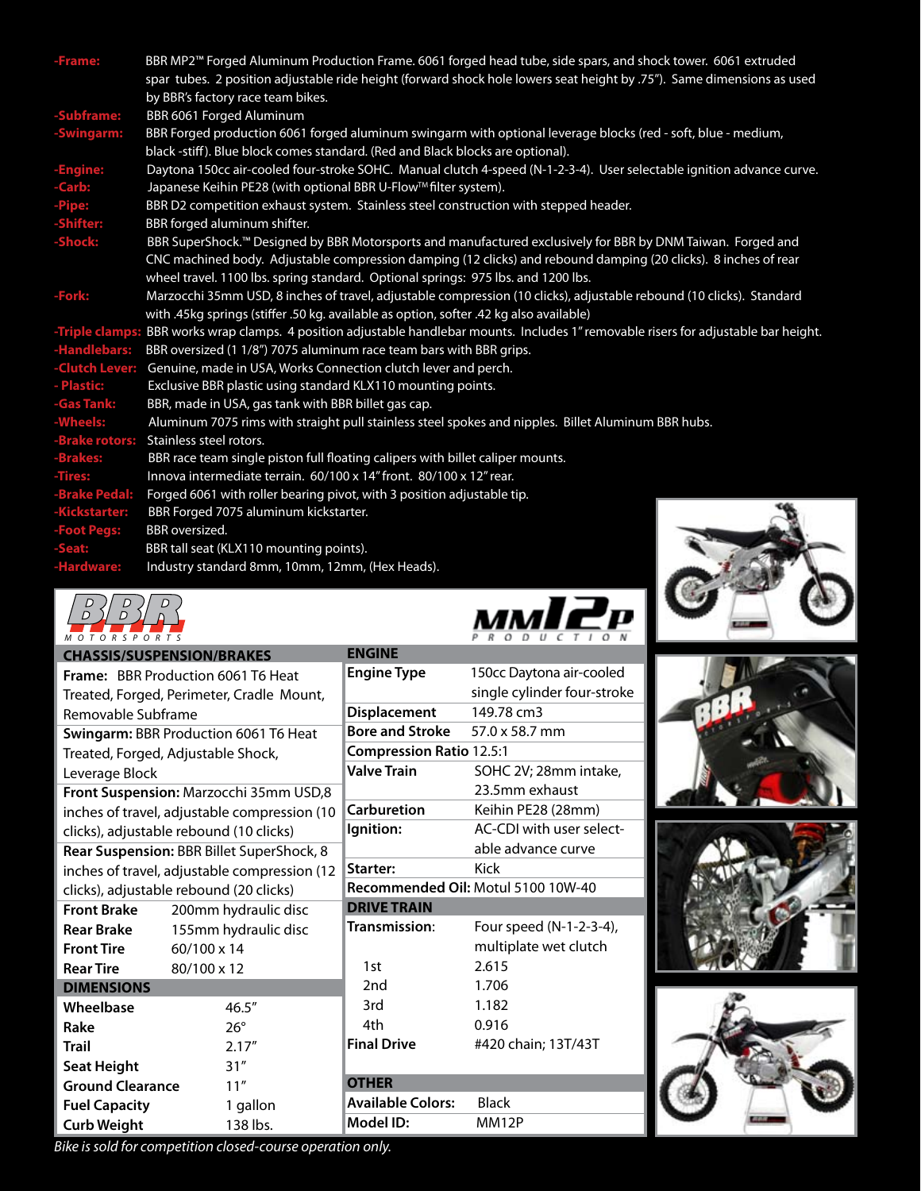**-Frame:** BBR MP2™ Forged Aluminum Production Frame. 6061 forged head tube, side spars, and shock tower. 6061 extruded spar tubes. 2 position adjustable ride height (forward shock hole lowers seat height by .75"). Same dimensions as used by BBR's factory race team bikes.

**-Subframe:** BBR 6061 Forged Aluminum

**-Swingarm:** BBR Forged production 6061 forged aluminum swingarm with optional leverage blocks (red - soft, blue - medium, black -stiff). Blue block comes standard. (Red and Black blocks are optional).

**-Engine:** Daytona 150cc air-cooled four-stroke SOHC. Manual clutch 4-speed (N-1-2-3-4). User selectable ignition advance curve.

**-Carb:** Japanese Keihin PE28 (with optional BBR U-Flow™ filter system).

**-Pipe:** BBR D2 competition exhaust system. Stainless steel construction with stepped header.

**-Shifter:** BBR forged aluminum shifter.

**-Shock:** BBR SuperShock.™ Designed by BBR Motorsports and manufactured exclusively for BBR by DNM Taiwan. Forged and CNC machined body. Adjustable compression damping (12 clicks) and rebound damping (20 clicks). 8 inches of rear wheel travel. 1100 lbs. spring standard. Optional springs: 975 lbs. and 1200 lbs.

**-Fork:** Marzocchi 35mm USD, 8 inches of travel, adjustable compression (10 clicks), adjustable rebound (10 clicks). Standard with .45kg springs (stiffer .50 kg. available as option, softer .42 kg also available)

**-Triple clamps:** BBR works wrap clamps. 4 position adjustable handlebar mounts. Includes 1" removable risers for adjustable bar height.

**-Handlebars:** BBR oversized (1 1/8") 7075 aluminum race team bars with BBR grips.

**-Clutch Lever:** Genuine, made in USA, Works Connection clutch lever and perch.

**- Plastic:** Exclusive BBR plastic using standard KLX110 mounting points.

**-Gas Tank:** BBR, made in USA, gas tank with BBR billet gas cap.

**-Wheels:** Aluminum 7075 rims with straight pull stainless steel spokes and nipples. Billet Aluminum BBR hubs.

**-Brake rotors:** Stainless steel rotors.

**-Brakes:** BBR race team single piston full floating calipers with billet caliper mounts.

**-Tires:** Innova intermediate terrain. 60/100 x 14" front. 80/100 x 12" rear.

**-Brake Pedal:** Forged 6061 with roller bearing pivot, with 3 position adjustable tip.

**-Kickstarter:** BBR Forged 7075 aluminum kickstarter.

**-Foot Pegs:** BBR oversized.

**-Seat:** BBR tall seat (KLX110 mounting points).

**-Hardware:** Industry standard 8mm, 10mm, 12mm, (Hex Heads).

BBR MOTORSPORTS — MM12P PRODUCTION

## CHASSIS/SUSPENSION/BRAKES

**Frame:** BBR Production 6061 T6 Heat Treated, Forged, Perimeter, Cradle Mount, Removable Subframe

**Swingarm:** BBR Production 6061 T6 Heat Treated, Forged, Adjustable Shock, Leverage Block

**Front Suspension:** Marzocchi 35mm USD,8 inches of travel, adjustable compression (10 clicks), adjustable rebound (10 clicks)

**Rear Suspension:** BBR Billet SuperShock, 8 inches of travel, adjustable compression (12 clicks), adjustable rebound (20 clicks)

| | |
|---|---|
| **Front Brake** | 200mm hydraulic disc |
| **Rear Brake** | 155mm hydraulic disc |
| **Front Tire** | 60/100 x 14 |
| **Rear Tire** | 80/100 x 12 |

## DIMENSIONS

| | |
|---|---|
| **Wheelbase** | 46.5" |
| **Rake** | 26° |
| **Trail** | 2.17" |
| **Seat Height** | 31" |
| **Ground Clearance** | 11" |
| **Fuel Capacity** | 1 gallon |
| **Curb Weight** | 138 lbs. |

## ENGINE

| | |
|---|---|
| **Engine Type** | 150cc Daytona air-cooled single cylinder four-stroke |
| **Displacement** | 149.78 cm3 |
| **Bore and Stroke** | 57.0 x 58.7 mm |
| **Compression Ratio** | 12.5:1 |
| **Valve Train** | SOHC 2V; 28mm intake, 23.5mm exhaust |
| **Carburetion** | Keihin PE28 (28mm) |
| **Ignition:** | AC-CDI with user selectable advance curve |
| **Starter:** | Kick |
| **Recommended Oil:** | Motul 5100 10W-40 |

## DRIVE TRAIN

| | |
|---|---|
| **Transmission:** | Four speed (N-1-2-3-4), multiplate wet clutch |
| 1st | 2.615 |
| 2nd | 1.706 |
| 3rd | 1.182 |
| 4th | 0.916 |
| **Final Drive** | #420 chain; 13T/43T |

## OTHER

| | |
|---|---|
| **Available Colors:** | Black |
| **Model ID:** | MM12P |

*Bike is sold for competition closed-course operation only.*